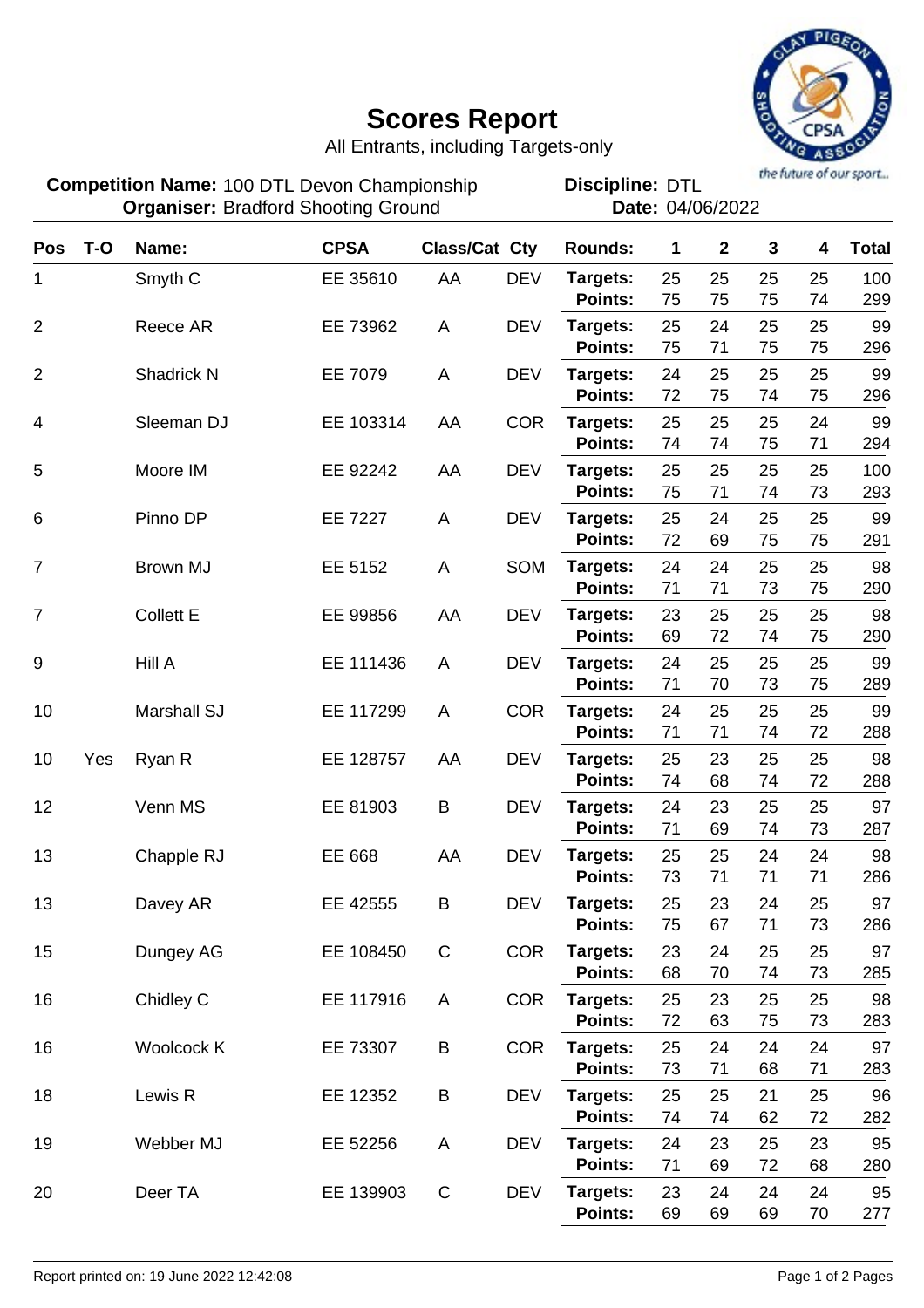# Scores Report

All Entrants, including Targets-only

**Competition Name:** 100 DTL Devon Championship
**Organiser:** Bradford Shooting Ground

**Discipline:** DTL
**Date:** 04/06/2022

| Pos | T-O | Name: | CPSA | Class/Cat | Cty | Rounds: | 1 | 2 | 3 | 4 | Total |
|---|---|---|---|---|---|---|---|---|---|---|---|
| 1 | | Smyth C | EE 35610 | AA | DEV | **Targets:** | 25 | 25 | 25 | 25 | 100 |
| | | | | | | **Points:** | 75 | 75 | 75 | 74 | 299 |
| 2 | | Reece AR | EE 73962 | A | DEV | **Targets:** | 25 | 24 | 25 | 25 | 99 |
| | | | | | | **Points:** | 75 | 71 | 75 | 75 | 296 |
| 2 | | Shadrick N | EE 7079 | A | DEV | **Targets:** | 24 | 25 | 25 | 25 | 99 |
| | | | | | | **Points:** | 72 | 75 | 74 | 75 | 296 |
| 4 | | Sleeman DJ | EE 103314 | AA | COR | **Targets:** | 25 | 25 | 25 | 24 | 99 |
| | | | | | | **Points:** | 74 | 74 | 75 | 71 | 294 |
| 5 | | Moore IM | EE 92242 | AA | DEV | **Targets:** | 25 | 25 | 25 | 25 | 100 |
| | | | | | | **Points:** | 75 | 71 | 74 | 73 | 293 |
| 6 | | Pinno DP | EE 7227 | A | DEV | **Targets:** | 25 | 24 | 25 | 25 | 99 |
| | | | | | | **Points:** | 72 | 69 | 75 | 75 | 291 |
| 7 | | Brown MJ | EE 5152 | A | SOM | **Targets:** | 24 | 24 | 25 | 25 | 98 |
| | | | | | | **Points:** | 71 | 71 | 73 | 75 | 290 |
| 7 | | Collett E | EE 99856 | AA | DEV | **Targets:** | 23 | 25 | 25 | 25 | 98 |
| | | | | | | **Points:** | 69 | 72 | 74 | 75 | 290 |
| 9 | | Hill A | EE 111436 | A | DEV | **Targets:** | 24 | 25 | 25 | 25 | 99 |
| | | | | | | **Points:** | 71 | 70 | 73 | 75 | 289 |
| 10 | | Marshall SJ | EE 117299 | A | COR | **Targets:** | 24 | 25 | 25 | 25 | 99 |
| | | | | | | **Points:** | 71 | 71 | 74 | 72 | 288 |
| 10 | Yes | Ryan R | EE 128757 | AA | DEV | **Targets:** | 25 | 23 | 25 | 25 | 98 |
| | | | | | | **Points:** | 74 | 68 | 74 | 72 | 288 |
| 12 | | Venn MS | EE 81903 | B | DEV | **Targets:** | 24 | 23 | 25 | 25 | 97 |
| | | | | | | **Points:** | 71 | 69 | 74 | 73 | 287 |
| 13 | | Chapple RJ | EE 668 | AA | DEV | **Targets:** | 25 | 25 | 24 | 24 | 98 |
| | | | | | | **Points:** | 73 | 71 | 71 | 71 | 286 |
| 13 | | Davey AR | EE 42555 | B | DEV | **Targets:** | 25 | 23 | 24 | 25 | 97 |
| | | | | | | **Points:** | 75 | 67 | 71 | 73 | 286 |
| 15 | | Dungey AG | EE 108450 | C | COR | **Targets:** | 23 | 24 | 25 | 25 | 97 |
| | | | | | | **Points:** | 68 | 70 | 74 | 73 | 285 |
| 16 | | Chidley C | EE 117916 | A | COR | **Targets:** | 25 | 23 | 25 | 25 | 98 |
| | | | | | | **Points:** | 72 | 63 | 75 | 73 | 283 |
| 16 | | Woolcock K | EE 73307 | B | COR | **Targets:** | 25 | 24 | 24 | 24 | 97 |
| | | | | | | **Points:** | 73 | 71 | 68 | 71 | 283 |
| 18 | | Lewis R | EE 12352 | B | DEV | **Targets:** | 25 | 25 | 21 | 25 | 96 |
| | | | | | | **Points:** | 74 | 74 | 62 | 72 | 282 |
| 19 | | Webber MJ | EE 52256 | A | DEV | **Targets:** | 24 | 23 | 25 | 23 | 95 |
| | | | | | | **Points:** | 71 | 69 | 72 | 68 | 280 |
| 20 | | Deer TA | EE 139903 | C | DEV | **Targets:** | 23 | 24 | 24 | 24 | 95 |
| | | | | | | **Points:** | 69 | 69 | 69 | 70 | 277 |

Report printed on: 19 June 2022 12:42:08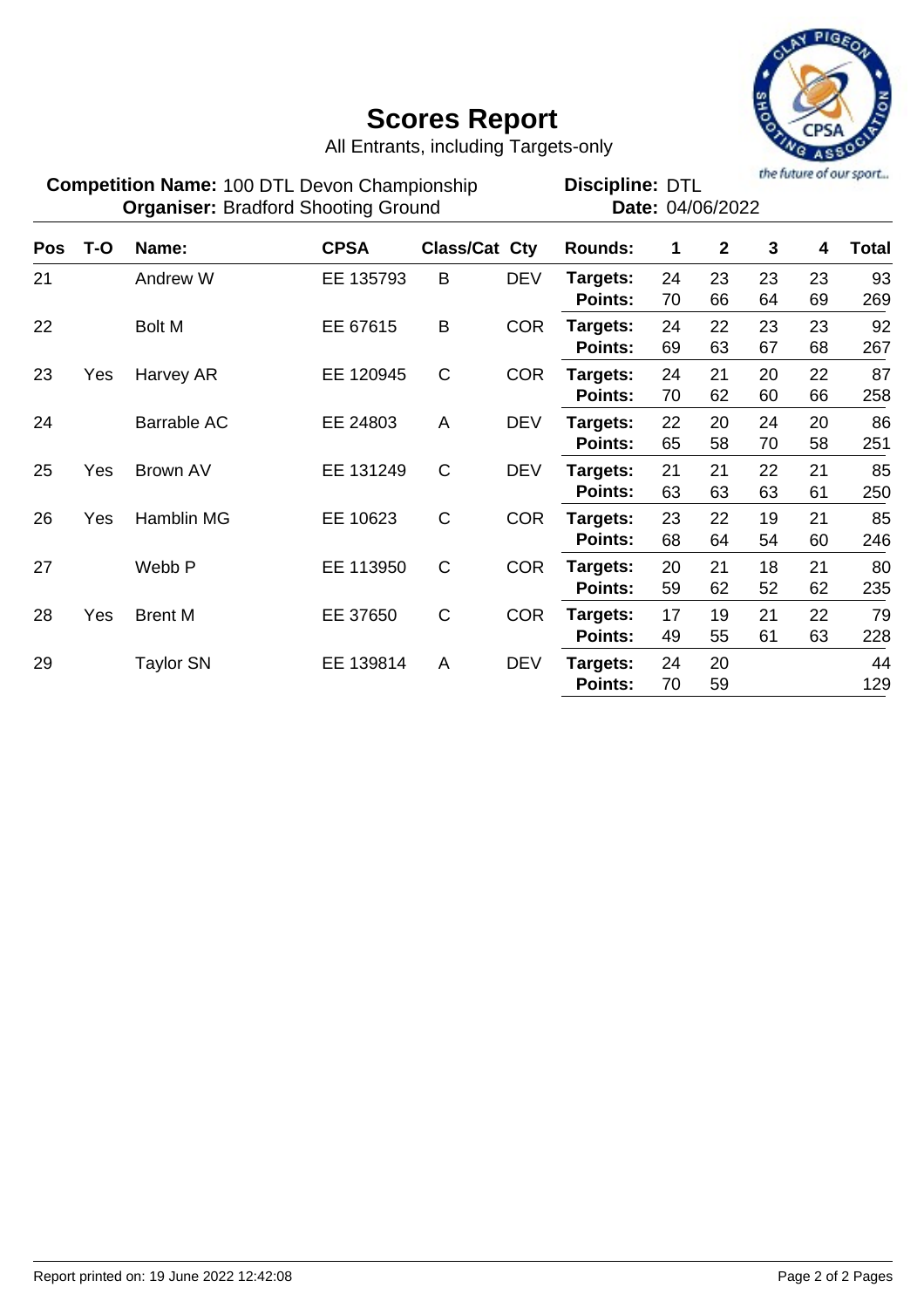# Scores Report

All Entrants, including Targets-only

**Competition Name:** 100 DTL Devon Championship
**Organiser:** Bradford Shooting Ground

**Discipline:** DTL
**Date:** 04/06/2022

| Pos | T-O | Name: | CPSA | Class/Cat | Cty | Rounds: | 1 | 2 | 3 | 4 | Total |
|---|---|---|---|---|---|---|---|---|---|---|---|
| 21 | | Andrew W | EE 135793 | B | DEV | **Targets:** | 24 | 23 | 23 | 23 | 93 |
| | | | | | | **Points:** | 70 | 66 | 64 | 69 | 269 |
| 22 | | Bolt M | EE 67615 | B | COR | **Targets:** | 24 | 22 | 23 | 23 | 92 |
| | | | | | | **Points:** | 69 | 63 | 67 | 68 | 267 |
| 23 | Yes | Harvey AR | EE 120945 | C | COR | **Targets:** | 24 | 21 | 20 | 22 | 87 |
| | | | | | | **Points:** | 70 | 62 | 60 | 66 | 258 |
| 24 | | Barrable AC | EE 24803 | A | DEV | **Targets:** | 22 | 20 | 24 | 20 | 86 |
| | | | | | | **Points:** | 65 | 58 | 70 | 58 | 251 |
| 25 | Yes | Brown AV | EE 131249 | C | DEV | **Targets:** | 21 | 21 | 22 | 21 | 85 |
| | | | | | | **Points:** | 63 | 63 | 63 | 61 | 250 |
| 26 | Yes | Hamblin MG | EE 10623 | C | COR | **Targets:** | 23 | 22 | 19 | 21 | 85 |
| | | | | | | **Points:** | 68 | 64 | 54 | 60 | 246 |
| 27 | | Webb P | EE 113950 | C | COR | **Targets:** | 20 | 21 | 18 | 21 | 80 |
| | | | | | | **Points:** | 59 | 62 | 52 | 62 | 235 |
| 28 | Yes | Brent M | EE 37650 | C | COR | **Targets:** | 17 | 19 | 21 | 22 | 79 |
| | | | | | | **Points:** | 49 | 55 | 61 | 63 | 228 |
| 29 | | Taylor SN | EE 139814 | A | DEV | **Targets:** | 24 | 20 | | | 44 |
| | | | | | | **Points:** | 70 | 59 | | | 129 |

Report printed on: 19 June 2022 12:42:08